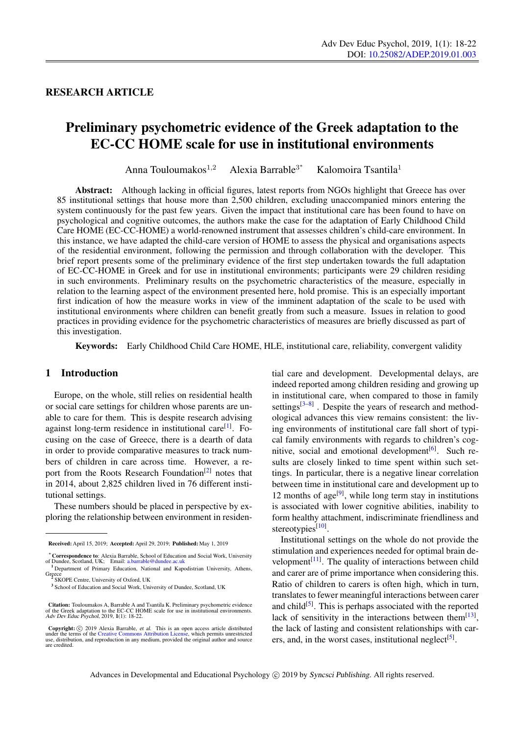RESEARCH ARTICLE

# Preliminary psychometric evidence of the Greek adaptation to the EC-CC HOME scale for use in institutional environments

Anna Touloumakos[1,2] Alexia Barrable[3*] Kalomoira Tsantila[1]

**Abstract:** Although lacking in official figures, latest reports from NGOs highlight that Greece has over 85 institutional settings that house more than 2,500 children, excluding unaccompanied minors entering the system continuously for the past few years. Given the impact that institutional care has been found to have on psychological and cognitive outcomes, the authors make the case for the adaptation of Early Childhood Child Care HOME (EC-CC-HOME) a world-renowned instrument that assesses children's child-care environment. In this instance, we have adapted the child-care version of HOME to assess the physical and organisations aspects of the residential environment, following the permission and through collaboration with the developer. This brief report presents some of the preliminary evidence of the first step undertaken towards the full adaptation of EC-CC-HOME in Greek and for use in institutional environments; participants were 29 children residing in such environments. Preliminary results on the psychometric characteristics of the measure, especially in relation to the learning aspect of the environment presented here, hold promise. This is an especially important first indication of how the measure works in view of the imminent adaptation of the scale to be used with institutional environments where children can benefit greatly from such a measure. Issues in relation to good practices in providing evidence for the psychometric characteristics of measures are briefly discussed as part of this investigation.

**Keywords:** Early Childhood Child Care HOME, HLE, institutional care, reliability, convergent validity

## 1 Introduction

Europe, on the whole, still relies on residential health or social care settings for children whose parents are unable to care for them. This is despite research advising against long-term residence in institutional care[1]. Focusing on the case of Greece, there is a dearth of data in order to provide comparative measures to track numbers of children in care across time. However, a report from the Roots Research Foundation[2] notes that in 2014, about 2,825 children lived in 76 different institutional settings.

These numbers should be placed in perspective by exploring the relationship between environment in residential care and development. Developmental delays, are indeed reported among children residing and growing up in institutional care, when compared to those in family settings[3–8]. Despite the years of research and methodological advances this view remains consistent: the living environments of institutional care fall short of typical family environments with regards to children's cognitive, social and emotional development[6]. Such results are closely linked to time spent within such settings. In particular, there is a negative linear correlation between time in institutional care and development up to 12 months of age[9], while long term stay in institutions is associated with lower cognitive abilities, inability to form healthy attachment, indiscriminate friendliness and stereotypies[10].

Institutional settings on the whole do not provide the stimulation and experiences needed for optimal brain development[11]. The quality of interactions between child and carer are of prime importance when considering this. Ratio of children to carers is often high, which in turn, translates to fewer meaningful interactions between carer and child[5]. This is perhaps associated with the reported lack of sensitivity in the interactions between them[13], the lack of lasting and consistent relationships with carers, and, in the worst cases, institutional neglect[5].

---

**Received:** April 15, 2019; **Accepted:** April 29, 2019; **Published:** May 1, 2019

[*] **Correspondence to**: Alexia Barrable, School of Education and Social Work, University of Dundee, Scotland, UK; Email: a.barrable@dundee.ac.uk

[1] Department of Primary Education, National and Kapodistrian University, Athens, Greece

[2] SKOPE Centre, University of Oxford, UK

[3] School of Education and Social Work, University of Dundee, Scotland, UK

**Citation:** Touloumakos A, Barrable A and Tsantila K. Preliminary psychometric evidence of the Greek adaptation to the EC-CC HOME scale for use in institutional environments. *Adv Dev Educ Psychol*, 2019, **1**(1): 18-22.

**Copyright:** © 2019 Alexia Barrable, *et al.* This is an open access article distributed under the terms of the Creative Commons Attribution License, which permits unrestricted use, distribution, and reproduction in any medium, provided the original author and source are credited.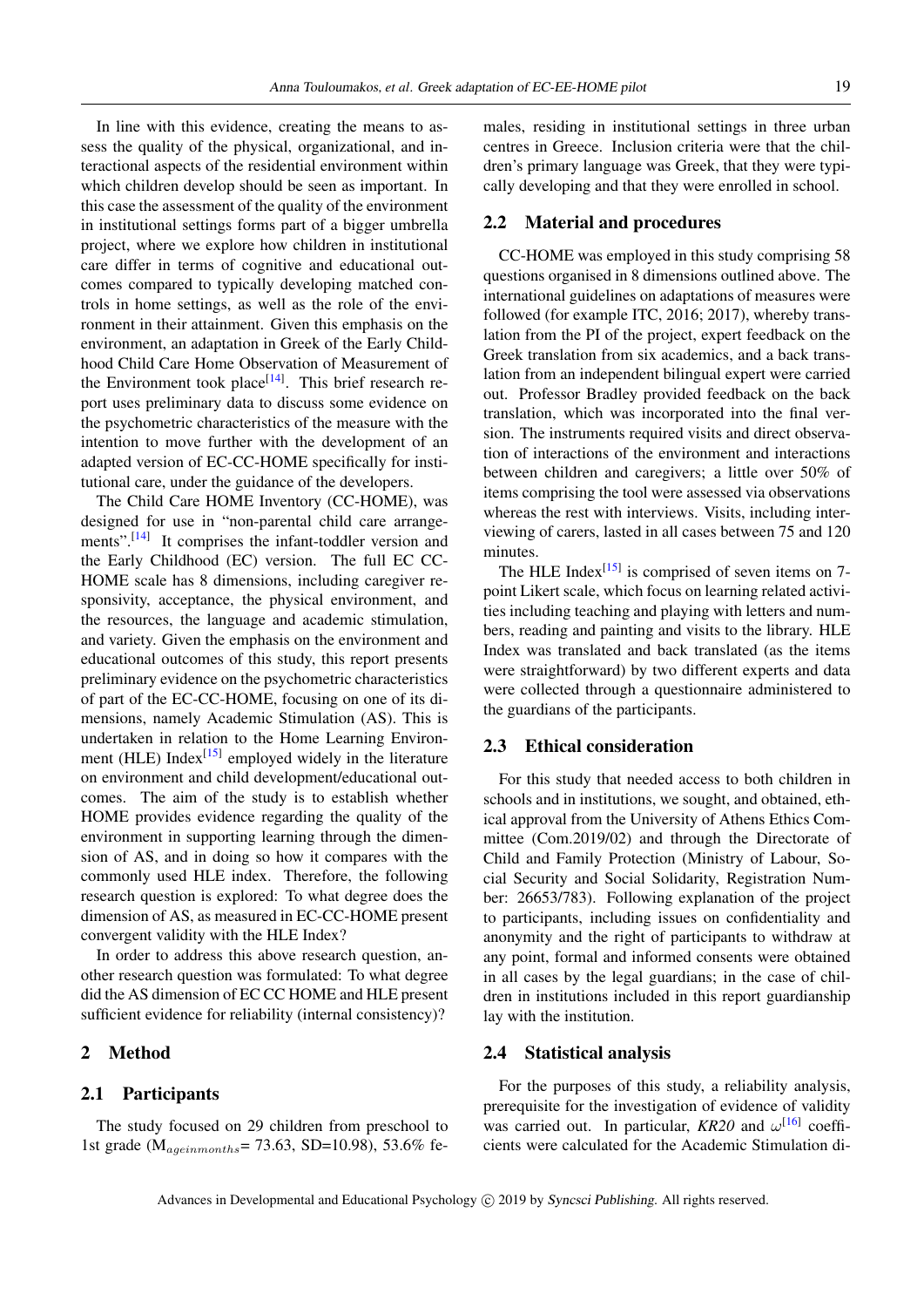In line with this evidence, creating the means to assess the quality of the physical, organizational, and interactional aspects of the residential environment within which children develop should be seen as important. In this case the assessment of the quality of the environment in institutional settings forms part of a bigger umbrella project, where we explore how children in institutional care differ in terms of cognitive and educational outcomes compared to typically developing matched controls in home settings, as well as the role of the environment in their attainment. Given this emphasis on the environment, an adaptation in Greek of the Early Childhood Child Care Home Observation of Measurement of the Environment took place[14]. This brief research report uses preliminary data to discuss some evidence on the psychometric characteristics of the measure with the intention to move further with the development of an adapted version of EC-CC-HOME specifically for institutional care, under the guidance of the developers.

The Child Care HOME Inventory (CC-HOME), was designed for use in "non-parental child care arrangements".[14] It comprises the infant-toddler version and the Early Childhood (EC) version. The full EC CC-HOME scale has 8 dimensions, including caregiver responsivity, acceptance, the physical environment, and the resources, the language and academic stimulation, and variety. Given the emphasis on the environment and educational outcomes of this study, this report presents preliminary evidence on the psychometric characteristics of part of the EC-CC-HOME, focusing on one of its dimensions, namely Academic Stimulation (AS). This is undertaken in relation to the Home Learning Environment (HLE) Index[15] employed widely in the literature on environment and child development/educational outcomes. The aim of the study is to establish whether HOME provides evidence regarding the quality of the environment in supporting learning through the dimension of AS, and in doing so how it compares with the commonly used HLE index. Therefore, the following research question is explored: To what degree does the dimension of AS, as measured in EC-CC-HOME present convergent validity with the HLE Index?

In order to address this above research question, another research question was formulated: To what degree did the AS dimension of EC CC HOME and HLE present sufficient evidence for reliability (internal consistency)?

## 2 Method

### 2.1 Participants

The study focused on 29 children from preschool to 1st grade ($M_{ageinmonths}$= 73.63, SD=10.98), 53.6% females, residing in institutional settings in three urban centres in Greece. Inclusion criteria were that the children's primary language was Greek, that they were typically developing and that they were enrolled in school.

### 2.2 Material and procedures

CC-HOME was employed in this study comprising 58 questions organised in 8 dimensions outlined above. The international guidelines on adaptations of measures were followed (for example ITC, 2016; 2017), whereby translation from the PI of the project, expert feedback on the Greek translation from six academics, and a back translation from an independent bilingual expert were carried out. Professor Bradley provided feedback on the back translation, which was incorporated into the final version. The instruments required visits and direct observation of interactions of the environment and interactions between children and caregivers; a little over 50% of items comprising the tool were assessed via observations whereas the rest with interviews. Visits, including interviewing of carers, lasted in all cases between 75 and 120 minutes.

The HLE Index[15] is comprised of seven items on 7-point Likert scale, which focus on learning related activities including teaching and playing with letters and numbers, reading and painting and visits to the library. HLE Index was translated and back translated (as the items were straightforward) by two different experts and data were collected through a questionnaire administered to the guardians of the participants.

### 2.3 Ethical consideration

For this study that needed access to both children in schools and in institutions, we sought, and obtained, ethical approval from the University of Athens Ethics Committee (Com.2019/02) and through the Directorate of Child and Family Protection (Ministry of Labour, Social Security and Social Solidarity, Registration Number: 26653/783). Following explanation of the project to participants, including issues on confidentiality and anonymity and the right of participants to withdraw at any point, formal and informed consents were obtained in all cases by the legal guardians; in the case of children in institutions included in this report guardianship lay with the institution.

### 2.4 Statistical analysis

For the purposes of this study, a reliability analysis, prerequisite for the investigation of evidence of validity was carried out. In particular, *KR20* and $\omega$[16] coefficients were calculated for the Academic Stimulation di-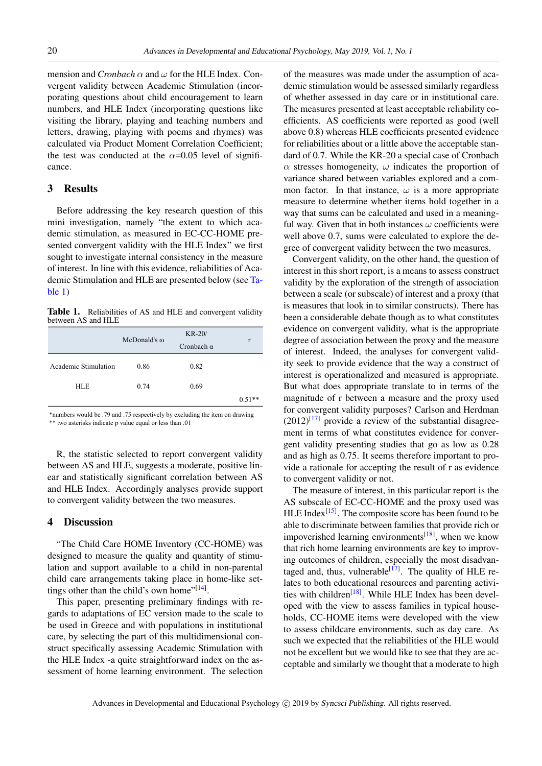mension and *Cronbach* $\alpha$ and $\omega$ for the HLE Index. Convergent validity between Academic Stimulation (incorporating questions about child encouragement to learn numbers, and HLE Index (incorporating questions like visiting the library, playing and teaching numbers and letters, drawing, playing with poems and rhymes) was calculated via Product Moment Correlation Coefficient; the test was conducted at the $\alpha$=0.05 level of significance.

## 3 Results

Before addressing the key research question of this mini investigation, namely "the extent to which academic stimulation, as measured in EC-CC-HOME presented convergent validity with the HLE Index" we first sought to investigate internal consistency in the measure of interest. In line with this evidence, reliabilities of Academic Stimulation and HLE are presented below (see Table 1)

**Table 1.** Reliabilities of AS and HLE and convergent validity between AS and HLE

| | McDonald's ω | KR-20/ Cronbach α | r |
|---|---|---|---|
| Academic Stimulation | 0.86 | 0.82 | |
| HLE | 0.74 | 0.69 | |
| | | | 0.51** |

*numbers would be .79 and .75 respectively by excluding the item on drawing
** two asterisks indicate p value equal or less than .01

R, the statistic selected to report convergent validity between AS and HLE, suggests a moderate, positive linear and statistically significant correlation between AS and HLE Index. Accordingly analyses provide support to convergent validity between the two measures.

## 4 Discussion

"The Child Care HOME Inventory (CC-HOME) was designed to measure the quality and quantity of stimulation and support available to a child in non-parental child care arrangements taking place in home-like settings other than the child's own home"[14].

This paper, presenting preliminary findings with regards to adaptations of EC version made to the scale to be used in Greece and with populations in institutional care, by selecting the part of this multidimensional construct specifically assessing Academic Stimulation with the HLE Index -a quite straightforward index on the assessment of home learning environment. The selection of the measures was made under the assumption of academic stimulation would be assessed similarly regardless of whether assessed in day care or in institutional care. The measures presented at least acceptable reliability coefficients. AS coefficients were reported as good (well above 0.8) whereas HLE coefficients presented evidence for reliabilities about or a little above the acceptable standard of 0.7. While the KR-20 a special case of Cronbach $\alpha$ stresses homogeneity, $\omega$ indicates the proportion of variance shared between variables explored and a common factor. In that instance, $\omega$ is a more appropriate measure to determine whether items hold together in a way that sums can be calculated and used in a meaningful way. Given that in both instances $\omega$ coefficients were well above 0.7, sums were calculated to explore the degree of convergent validity between the two measures.

Convergent validity, on the other hand, the question of interest in this short report, is a means to assess construct validity by the exploration of the strength of association between a scale (or subscale) of interest and a proxy (that is measures that look in to similar constructs). There has been a considerable debate though as to what constitutes evidence on convergent validity, what is the appropriate degree of association between the proxy and the measure of interest. Indeed, the analyses for convergent validity seek to provide evidence that the way a construct of interest is operationalized and measured is appropriate. But what does appropriate translate to in terms of the magnitude of r between a measure and the proxy used for convergent validity purposes? Carlson and Herdman (2012)[17] provide a review of the substantial disagreement in terms of what constitutes evidence for convergent validity presenting studies that go as low as 0.28 and as high as 0.75. It seems therefore important to provide a rationale for accepting the result of r as evidence to convergent validity or not.

The measure of interest, in this particular report is the AS subscale of EC-CC-HOME and the proxy used was HLE Index[15]. The composite score has been found to be able to discriminate between families that provide rich or impoverished learning environments[18], when we know that rich home learning environments are key to improving outcomes of children, especially the most disadvantaged and, thus, vulnerable[17]. The quality of HLE relates to both educational resources and parenting activities with children[18]. While HLE Index has been developed with the view to assess families in typical households, CC-HOME items were developed with the view to assess childcare environments, such as day care. As such we expected that the reliabilities of the HLE would not be excellent but we would like to see that they are acceptable and similarly we thought that a moderate to high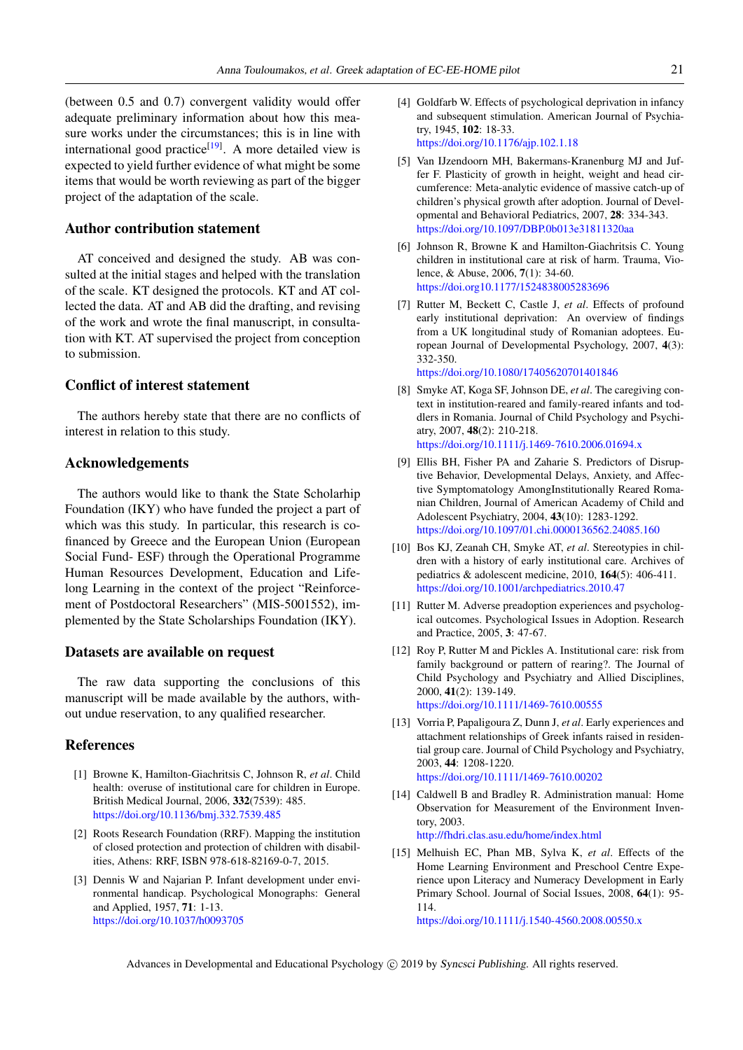(between 0.5 and 0.7) convergent validity would offer adequate preliminary information about how this measure works under the circumstances; this is in line with international good practice[19]. A more detailed view is expected to yield further evidence of what might be some items that would be worth reviewing as part of the bigger project of the adaptation of the scale.

## Author contribution statement

AT conceived and designed the study. AB was consulted at the initial stages and helped with the translation of the scale. KT designed the protocols. KT and AT collected the data. AT and AB did the drafting, and revising of the work and wrote the final manuscript, in consultation with KT. AT supervised the project from conception to submission.

## Conflict of interest statement

The authors hereby state that there are no conflicts of interest in relation to this study.

## Acknowledgements

The authors would like to thank the State Scholarhip Foundation (IKY) who have funded the project a part of which was this study. In particular, this research is co-financed by Greece and the European Union (European Social Fund- ESF) through the Operational Programme Human Resources Development, Education and Lifelong Learning in the context of the project "Reinforcement of Postdoctoral Researchers" (MIS-5001552), implemented by the State Scholarships Foundation (IKY).

## Datasets are available on request

The raw data supporting the conclusions of this manuscript will be made available by the authors, without undue reservation, to any qualified researcher.

## References

[1] Browne K, Hamilton-Giachritsis C, Johnson R, *et al*. Child health: overuse of institutional care for children in Europe. British Medical Journal, 2006, **332**(7539): 485. https://doi.org/10.1136/bmj.332.7539.485

[2] Roots Research Foundation (RRF). Mapping the institution of closed protection and protection of children with disabilities, Athens: RRF, ISBN 978-618-82169-0-7, 2015.

[3] Dennis W and Najarian P. Infant development under environmental handicap. Psychological Monographs: General and Applied, 1957, **71**: 1-13. https://doi.org/10.1037/h0093705

[4] Goldfarb W. Effects of psychological deprivation in infancy and subsequent stimulation. American Journal of Psychiatry, 1945, **102**: 18-33. https://doi.org/10.1176/ajp.102.1.18

[5] Van IJzendoorn MH, Bakermans-Kranenburg MJ and Juffer F. Plasticity of growth in height, weight and head circumference: Meta-analytic evidence of massive catch-up of children's physical growth after adoption. Journal of Developmental and Behavioral Pediatrics, 2007, **28**: 334-343. https://doi.org/10.1097/DBP.0b013e31811320aa

[6] Johnson R, Browne K and Hamilton-Giachritsis C. Young children in institutional care at risk of harm. Trauma, Violence, & Abuse, 2006, **7**(1): 34-60. https://doi.org10.1177/1524838005283696

[7] Rutter M, Beckett C, Castle J, *et al*. Effects of profound early institutional deprivation: An overview of findings from a UK longitudinal study of Romanian adoptees. European Journal of Developmental Psychology, 2007, **4**(3): 332-350. https://doi.org/10.1080/17405620701401846

[8] Smyke AT, Koga SF, Johnson DE, *et al*. The caregiving context in institution-reared and family-reared infants and toddlers in Romania. Journal of Child Psychology and Psychiatry, 2007, **48**(2): 210-218. https://doi.org/10.1111/j.1469-7610.2006.01694.x

[9] Ellis BH, Fisher PA and Zaharie S. Predictors of Disruptive Behavior, Developmental Delays, Anxiety, and Affective Symptomatology AmongInstitutionally Reared Romanian Children, Journal of American Academy of Child and Adolescent Psychiatry, 2004, **43**(10): 1283-1292. https://doi.org/10.1097/01.chi.0000136562.24085.160

[10] Bos KJ, Zeanah CH, Smyke AT, *et al*. Stereotypies in children with a history of early institutional care. Archives of pediatrics & adolescent medicine, 2010, **164**(5): 406-411. https://doi.org/10.1001/archpediatrics.2010.47

[11] Rutter M. Adverse preadoption experiences and psychological outcomes. Psychological Issues in Adoption. Research and Practice, 2005, **3**: 47-67.

[12] Roy P, Rutter M and Pickles A. Institutional care: risk from family background or pattern of rearing?. The Journal of Child Psychology and Psychiatry and Allied Disciplines, 2000, **41**(2): 139-149. https://doi.org/10.1111/1469-7610.00555

[13] Vorria P, Papaligoura Z, Dunn J, *et al*. Early experiences and attachment relationships of Greek infants raised in residential group care. Journal of Child Psychology and Psychiatry, 2003, **44**: 1208-1220. https://doi.org/10.1111/1469-7610.00202

[14] Caldwell B and Bradley R. Administration manual: Home Observation for Measurement of the Environment Inventory, 2003. http://fhdri.clas.asu.edu/home/index.html

[15] Melhuish EC, Phan MB, Sylva K, *et al*. Effects of the Home Learning Environment and Preschool Centre Experience upon Literacy and Numeracy Development in Early Primary School. Journal of Social Issues, 2008, **64**(1): 95-114. https://doi.org/10.1111/j.1540-4560.2008.00550.x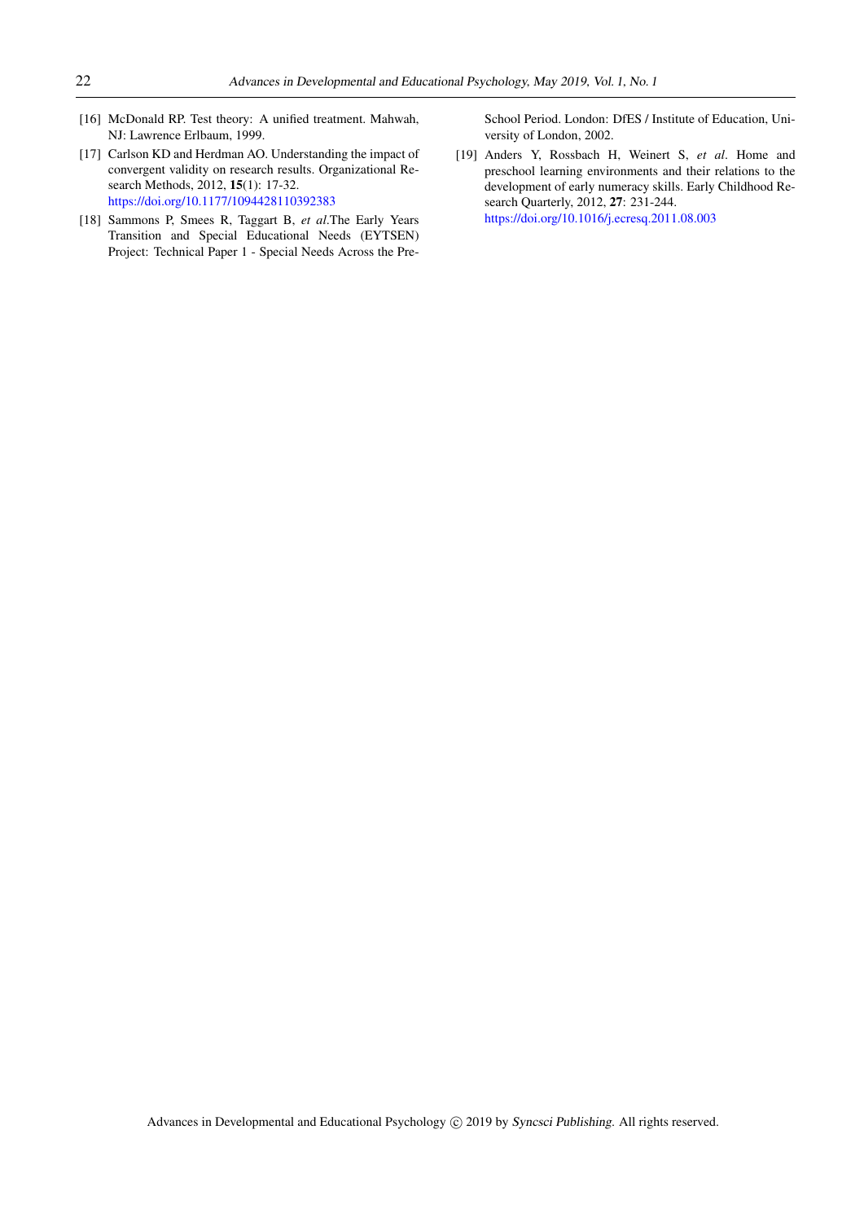[16] McDonald RP. Test theory: A unified treatment. Mahwah, NJ: Lawrence Erlbaum, 1999.

[17] Carlson KD and Herdman AO. Understanding the impact of convergent validity on research results. Organizational Research Methods, 2012, **15**(1): 17-32. https://doi.org/10.1177/1094428110392383

[18] Sammons P, Smees R, Taggart B, *et al*.The Early Years Transition and Special Educational Needs (EYTSEN) Project: Technical Paper 1 - Special Needs Across the Pre-School Period. London: DfES / Institute of Education, University of London, 2002.

[19] Anders Y, Rossbach H, Weinert S, *et al*. Home and preschool learning environments and their relations to the development of early numeracy skills. Early Childhood Research Quarterly, 2012, **27**: 231-244. https://doi.org/10.1016/j.ecresq.2011.08.003